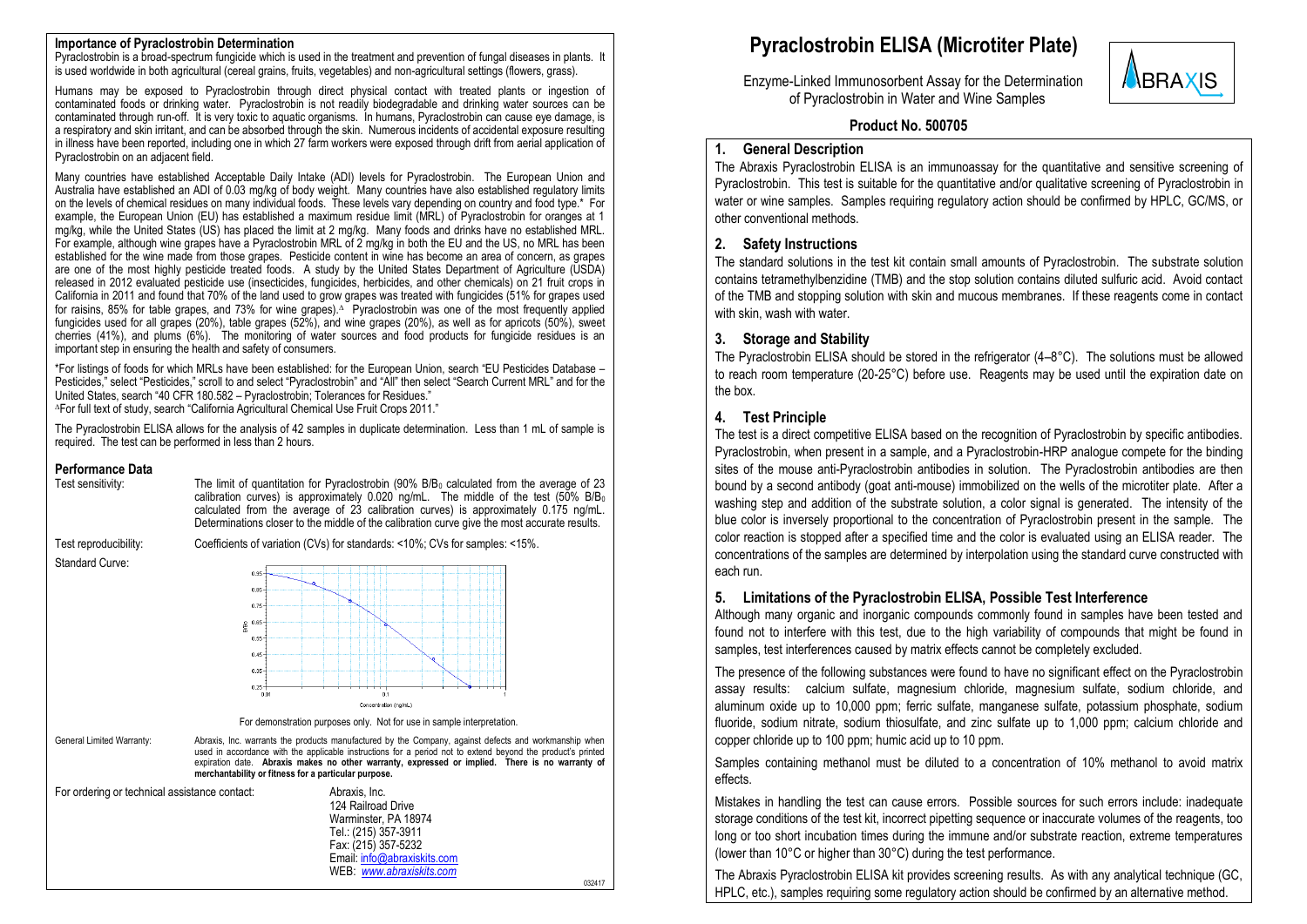## Importance of Pyraclostrobin Determination

Pyraclostrobin is a broad-spectrum fungicide which is used in the treatment and prevention of fungal diseases in plants. It is used worldwide in both agricultural (cereal grains, fruits, vegetables) and non-agricultural settings (flowers, grass).

Humans may be exposed to Pyraclostrobin through direct physical contact with treated plants or ingestion of contaminated foods or drinking water. Pyraclostrobin is not readily biodegradable and drinking water sources can be contaminated through run-off. It is very toxic to aquatic organisms. In humans, Pyraclostrobin can cause eye damage, is a respiratory and skin irritant, and can be absorbed through the skin. Numerous incidents of accidental exposure resulting in illness have been reported, including one in which 27 farm workers were exposed through drift from aerial application of Pyraclostrobin on an adjacent field.

Many countries have established Acceptable Daily Intake (ADI) levels for Pyraclostrobin. The European Union and Australia have established an ADI of 0.03 mg/kg of body weight. Many countries have also established regulatory limits on the levels of chemical residues on many individual foods. These levels vary depending on country and food type.* For example, the European Union (EU) has established a maximum residue limit (MRL) of Pyraclostrobin for oranges at 1 mg/kg, while the United States (US) has placed the limit at 2 mg/kg. Many foods and drinks have no established MRL. For example, although wine grapes have a Pyraclostrobin MRL of 2 mg/kg in both the EU and the US, no MRL has been established for the wine made from those grapes. Pesticide content in wine has become an area of concern, as grapes are one of the most highly pesticide treated foods. A study by the United States Department of Agriculture (USDA) released in 2012 evaluated pesticide use (insecticides, fungicides, herbicides, and other chemicals) on 21 fruit crops in California in 2011 and found that 70% of the land used to grow grapes was treated with fungicides (51% for grapes used for raisins, 85% for table grapes, and 73% for wine grapes).[Δ] Pyraclostrobin was one of the most frequently applied fungicides used for all grapes (20%), table grapes (52%), and wine grapes (20%), as well as for apricots (50%), sweet cherries (41%), and plums (6%). The monitoring of water sources and food products for fungicide residues is an important step in ensuring the health and safety of consumers.

*For listings of foods for which MRLs have been established: for the European Union, search "EU Pesticides Database – Pesticides," select "Pesticides," scroll to and select "Pyraclostrobin" and "All" then select "Search Current MRL" and for the United States, search "40 CFR 180.582 – Pyraclostrobin; Tolerances for Residues."
ΔFor full text of study, search "California Agricultural Chemical Use Fruit Crops 2011."

The Pyraclostrobin ELISA allows for the analysis of 42 samples in duplicate determination. Less than 1 mL of sample is required. The test can be performed in less than 2 hours.

## Performance Data

**Test sensitivity:** The limit of quantitation for Pyraclostrobin (90% $B/B_0$ calculated from the average of 23 calibration curves) is approximately 0.020 ng/mL. The middle of the test (50% $B/B_0$ calculated from the average of 23 calibration curves) is approximately 0.175 ng/mL. Determinations closer to the middle of the calibration curve give the most accurate results.

**Test reproducibility:** Coefficients of variation (CVs) for standards: <10%; CVs for samples: <15%.

**Standard Curve:**

0.95
0.85
0.75
0.65
0.55
0.45
0.35
0.25
$B/B_0$
0.01
0.1
1
Concentration (ng/mL)

For demonstration purposes only. Not for use in sample interpretation.

**General Limited Warranty:** Abraxis, Inc. warrants the products manufactured by the Company, against defects and workmanship when used in accordance with the applicable instructions for a period not to extend beyond the product's printed expiration date. **Abraxis makes no other warranty, expressed or implied. There is no warranty of merchantability or fitness for a particular purpose.**

For ordering or technical assistance contact:

Abraxis, Inc.
124 Railroad Drive
Warminster, PA 18974
Tel.: (215) 357-3911
Fax: (215) 357-5232
Email: info@abraxiskits.com
WEB: *www.abraxiskits.com*

032417

# Pyraclostrobin ELISA (Microtiter Plate)

Enzyme-Linked Immunosorbent Assay for the Determination of Pyraclostrobin in Water and Wine Samples

ABRAXIS

### Product No. 500705

## 1. General Description

The Abraxis Pyraclostrobin ELISA is an immunoassay for the quantitative and sensitive screening of Pyraclostrobin. This test is suitable for the quantitative and/or qualitative screening of Pyraclostrobin in water or wine samples. Samples requiring regulatory action should be confirmed by HPLC, GC/MS, or other conventional methods.

## 2. Safety Instructions

The standard solutions in the test kit contain small amounts of Pyraclostrobin. The substrate solution contains tetramethylbenzidine (TMB) and the stop solution contains diluted sulfuric acid. Avoid contact of the TMB and stopping solution with skin and mucous membranes. If these reagents come in contact with skin, wash with water.

## 3. Storage and Stability

The Pyraclostrobin ELISA should be stored in the refrigerator (4–8°C). The solutions must be allowed to reach room temperature (20-25°C) before use. Reagents may be used until the expiration date on the box.

## 4. Test Principle

The test is a direct competitive ELISA based on the recognition of Pyraclostrobin by specific antibodies. Pyraclostrobin, when present in a sample, and a Pyraclostrobin-HRP analogue compete for the binding sites of the mouse anti-Pyraclostrobin antibodies in solution. The Pyraclostrobin antibodies are then bound by a second antibody (goat anti-mouse) immobilized on the wells of the microtiter plate. After a washing step and addition of the substrate solution, a color signal is generated. The intensity of the blue color is inversely proportional to the concentration of Pyraclostrobin present in the sample. The color reaction is stopped after a specified time and the color is evaluated using an ELISA reader. The concentrations of the samples are determined by interpolation using the standard curve constructed with each run.

## 5. Limitations of the Pyraclostrobin ELISA, Possible Test Interference

Although many organic and inorganic compounds commonly found in samples have been tested and found not to interfere with this test, due to the high variability of compounds that might be found in samples, test interferences caused by matrix effects cannot be completely excluded.

The presence of the following substances were found to have no significant effect on the Pyraclostrobin assay results: calcium sulfate, magnesium chloride, magnesium sulfate, sodium chloride, and aluminum oxide up to 10,000 ppm; ferric sulfate, manganese sulfate, potassium phosphate, sodium fluoride, sodium nitrate, sodium thiosulfate, and zinc sulfate up to 1,000 ppm; calcium chloride and copper chloride up to 100 ppm; humic acid up to 10 ppm.

Samples containing methanol must be diluted to a concentration of 10% methanol to avoid matrix effects.

Mistakes in handling the test can cause errors. Possible sources for such errors include: inadequate storage conditions of the test kit, incorrect pipetting sequence or inaccurate volumes of the reagents, too long or too short incubation times during the immune and/or substrate reaction, extreme temperatures (lower than 10°C or higher than 30°C) during the test performance.

The Abraxis Pyraclostrobin ELISA kit provides screening results. As with any analytical technique (GC, HPLC, etc.), samples requiring some regulatory action should be confirmed by an alternative method.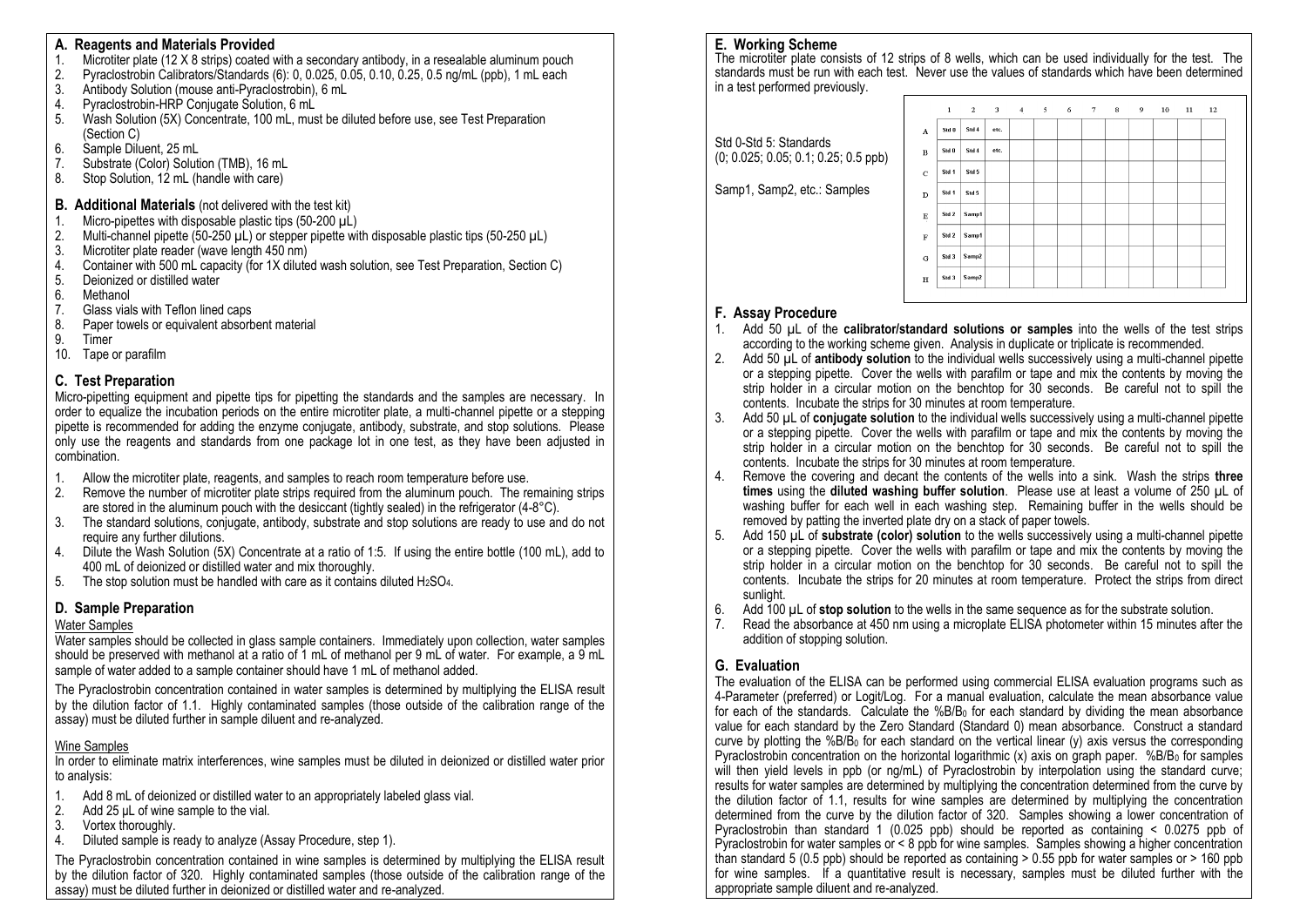## A. Reagents and Materials Provided

1. Microtiter plate (12 X 8 strips) coated with a secondary antibody, in a resealable aluminum pouch
2. Pyraclostrobin Calibrators/Standards (6): 0, 0.025, 0.05, 0.10, 0.25, 0.5 ng/mL (ppb), 1 mL each
3. Antibody Solution (mouse anti-Pyraclostrobin), 6 mL
4. Pyraclostrobin-HRP Conjugate Solution, 6 mL
5. Wash Solution (5X) Concentrate, 100 mL, must be diluted before use, see Test Preparation (Section C)
6. Sample Diluent, 25 mL
7. Substrate (Color) Solution (TMB), 16 mL
8. Stop Solution, 12 mL (handle with care)

## B. Additional Materials (not delivered with the test kit)

1. Micro-pipettes with disposable plastic tips (50-200 µL)
2. Multi-channel pipette (50-250 µL) or stepper pipette with disposable plastic tips (50-250 µL)
3. Microtiter plate reader (wave length 450 nm)
4. Container with 500 mL capacity (for 1X diluted wash solution, see Test Preparation, Section C)
5. Deionized or distilled water
6. Methanol
7. Glass vials with Teflon lined caps
8. Paper towels or equivalent absorbent material
9. Timer
10. Tape or parafilm

## C. Test Preparation

Micro-pipetting equipment and pipette tips for pipetting the standards and the samples are necessary. In order to equalize the incubation periods on the entire microtiter plate, a multi-channel pipette or a stepping pipette is recommended for adding the enzyme conjugate, antibody, substrate, and stop solutions. Please only use the reagents and standards from one package lot in one test, as they have been adjusted in combination.

1. Allow the microtiter plate, reagents, and samples to reach room temperature before use.
2. Remove the number of microtiter plate strips required from the aluminum pouch. The remaining strips are stored in the aluminum pouch with the desiccant (tightly sealed) in the refrigerator (4-8°C).
3. The standard solutions, conjugate, antibody, substrate and stop solutions are ready to use and do not require any further dilutions.
4. Dilute the Wash Solution (5X) Concentrate at a ratio of 1:5. If using the entire bottle (100 mL), add to 400 mL of deionized or distilled water and mix thoroughly.
5. The stop solution must be handled with care as it contains diluted $H_2SO_4$.

## D. Sample Preparation

Water Samples

Water samples should be collected in glass sample containers. Immediately upon collection, water samples should be preserved with methanol at a ratio of 1 mL of methanol per 9 mL of water. For example, a 9 mL sample of water added to a sample container should have 1 mL of methanol added.

The Pyraclostrobin concentration contained in water samples is determined by multiplying the ELISA result by the dilution factor of 1.1. Highly contaminated samples (those outside of the calibration range of the assay) must be diluted further in sample diluent and re-analyzed.

Wine Samples

In order to eliminate matrix interferences, wine samples must be diluted in deionized or distilled water prior to analysis:

1. Add 8 mL of deionized or distilled water to an appropriately labeled glass vial.
2. Add 25 µL of wine sample to the vial.
3. Vortex thoroughly.
4. Diluted sample is ready to analyze (Assay Procedure, step 1).

The Pyraclostrobin concentration contained in wine samples is determined by multiplying the ELISA result by the dilution factor of 320. Highly contaminated samples (those outside of the calibration range of the assay) must be diluted further in deionized or distilled water and re-analyzed.

## E. Working Scheme

The microtiter plate consists of 12 strips of 8 wells, which can be used individually for the test. The standards must be run with each test. Never use the values of standards which have been determined in a test performed previously.

Std 0-Std 5: Standards
(0; 0.025; 0.05; 0.1; 0.25; 0.5 ppb)

Samp1, Samp2, etc.: Samples

| | 1 | 2 | 3 | 4 | 5 | 6 | 7 | 8 | 9 | 10 | 11 | 12 |
|---|---|---|---|---|---|---|---|---|---|---|---|---|
| A | Std 0 | Std 4 | etc. | | | | | | | | | |
| B | Std 0 | Std 4 | etc. | | | | | | | | | |
| C | Std 1 | Std 5 | | | | | | | | | | |
| D | Std 1 | Std 5 | | | | | | | | | | |
| E | Std 2 | Samp1 | | | | | | | | | | |
| F | Std 2 | Samp1 | | | | | | | | | | |
| G | Std 3 | Samp2 | | | | | | | | | | |
| H | Std 3 | Samp2 | | | | | | | | | | |

## F. Assay Procedure

1. Add 50 µL of the **calibrator/standard solutions or samples** into the wells of the test strips according to the working scheme given. Analysis in duplicate or triplicate is recommended.
2. Add 50 µL of **antibody solution** to the individual wells successively using a multi-channel pipette or a stepping pipette. Cover the wells with parafilm or tape and mix the contents by moving the strip holder in a circular motion on the benchtop for 30 seconds. Be careful not to spill the contents. Incubate the strips for 30 minutes at room temperature.
3. Add 50 µL of **conjugate solution** to the individual wells successively using a multi-channel pipette or a stepping pipette. Cover the wells with parafilm or tape and mix the contents by moving the strip holder in a circular motion on the benchtop for 30 seconds. Be careful not to spill the contents. Incubate the strips for 30 minutes at room temperature.
4. Remove the covering and decant the contents of the wells into a sink. Wash the strips **three times** using the **diluted washing buffer solution**. Please use at least a volume of 250 µL of washing buffer for each well in each washing step. Remaining buffer in the wells should be removed by patting the inverted plate dry on a stack of paper towels.
5. Add 150 µL of **substrate (color) solution** to the wells successively using a multi-channel pipette or a stepping pipette. Cover the wells with parafilm or tape and mix the contents by moving the strip holder in a circular motion on the benchtop for 30 seconds. Be careful not to spill the contents. Incubate the strips for 20 minutes at room temperature. Protect the strips from direct sunlight.
6. Add 100 µL of **stop solution** to the wells in the same sequence as for the substrate solution.
7. Read the absorbance at 450 nm using a microplate ELISA photometer within 15 minutes after the addition of stopping solution.

## G. Evaluation

The evaluation of the ELISA can be performed using commercial ELISA evaluation programs such as 4-Parameter (preferred) or Logit/Log. For a manual evaluation, calculate the mean absorbance value for each of the standards. Calculate the $\%B/B_0$ for each standard by dividing the mean absorbance value for each standard by the Zero Standard (Standard 0) mean absorbance. Construct a standard curve by plotting the $\%B/B_0$ for each standard on the vertical linear (y) axis versus the corresponding Pyraclostrobin concentration on the horizontal logarithmic (x) axis on graph paper. $\%B/B_0$ for samples will then yield levels in ppb (or ng/mL) of Pyraclostrobin by interpolation using the standard curve; results for water samples are determined by multiplying the concentration determined from the curve by the dilution factor of 1.1, results for wine samples are determined by multiplying the concentration determined from the curve by the dilution factor of 320. Samples showing a lower concentration of Pyraclostrobin than standard 1 (0.025 ppb) should be reported as containing < 0.0275 ppb of Pyraclostrobin for water samples or < 8 ppb for wine samples. Samples showing a higher concentration than standard 5 (0.5 ppb) should be reported as containing > 0.55 ppb for water samples or > 160 ppb for wine samples. If a quantitative result is necessary, samples must be diluted further with the appropriate sample diluent and re-analyzed.